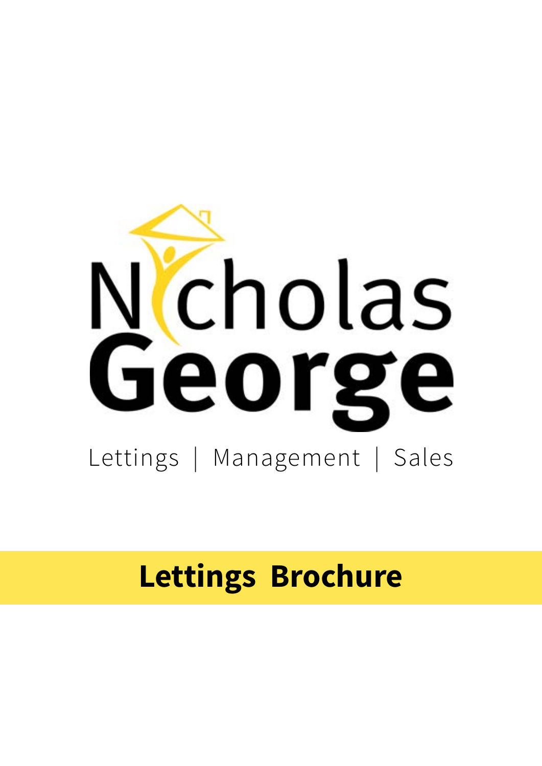# Nicholas George

Lettings | Management | Sales

## Lettings Brochure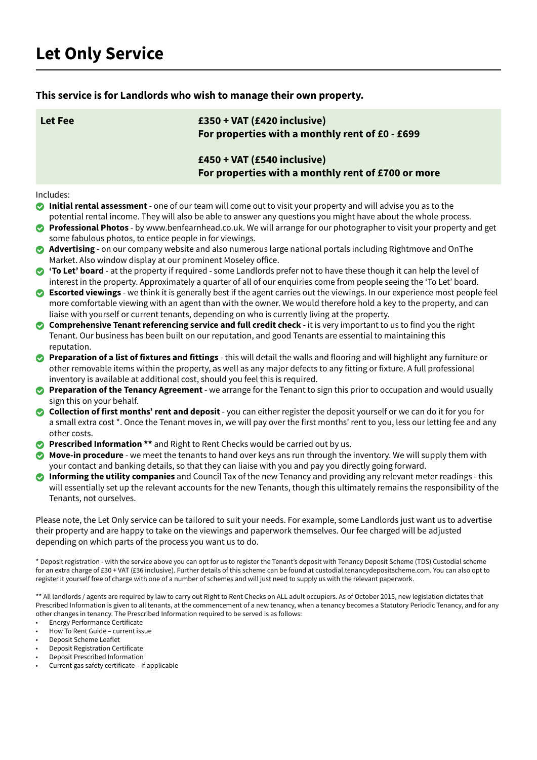# Let Only Service

**This service is for Landlords who wish to manage their own property.**

| **Let Fee** | **£350 + VAT (£420 inclusive)**<br>**For properties with a monthly rent of £0 - £699**<br><br>**£450 + VAT (£540 inclusive)**<br>**For properties with a monthly rent of £700 or more** |
|---|---|

Includes:

- **Initial rental assessment** - one of our team will come out to visit your property and will advise you as to the potential rental income. They will also be able to answer any questions you might have about the whole process.
- **Professional Photos** - by www.benfearnhead.co.uk. We will arrange for our photographer to visit your property and get some fabulous photos, to entice people in for viewings.
- **Advertising** - on our company website and also numerous large national portals including Rightmove and OnThe Market. Also window display at our prominent Moseley office.
- **'To Let' board** - at the property if required - some Landlords prefer not to have these though it can help the level of interest in the property. Approximately a quarter of all of our enquiries come from people seeing the 'To Let' board.
- **Escorted viewings** - we think it is generally best if the agent carries out the viewings. In our experience most people feel more comfortable viewing with an agent than with the owner. We would therefore hold a key to the property, and can liaise with yourself or current tenants, depending on who is currently living at the property.
- **Comprehensive Tenant referencing service and full credit check** - it is very important to us to find you the right Tenant. Our business has been built on our reputation, and good Tenants are essential to maintaining this reputation.
- **Preparation of a list of fixtures and fittings** - this will detail the walls and flooring and will highlight any furniture or other removable items within the property, as well as any major defects to any fitting or fixture. A full professional inventory is available at additional cost, should you feel this is required.
- **Preparation of the Tenancy Agreement** - we arrange for the Tenant to sign this prior to occupation and would usually sign this on your behalf.
- **Collection of first months' rent and deposit** - you can either register the deposit yourself or we can do it for you for a small extra cost *. Once the Tenant moves in, we will pay over the first months' rent to you, less our letting fee and any other costs.
- **Prescribed Information \*\*** and Right to Rent Checks would be carried out by us.
- **Move-in procedure** - we meet the tenants to hand over keys ans run through the inventory. We will supply them with your contact and banking details, so that they can liaise with you and pay you directly going forward.
- **Informing the utility companies** and Council Tax of the new Tenancy and providing any relevant meter readings - this will essentially set up the relevant accounts for the new Tenants, though this ultimately remains the responsibility of the Tenants, not ourselves.

Please note, the Let Only service can be tailored to suit your needs. For example, some Landlords just want us to advertise their property and are happy to take on the viewings and paperwork themselves. Our fee charged will be adjusted depending on which parts of the process you want us to do.

\* Deposit registration - with the service above you can opt for us to register the Tenant's deposit with Tenancy Deposit Scheme (TDS) Custodial scheme for an extra charge of £30 + VAT (£36 inclusive). Further details of this scheme can be found at custodial.tenancydepositscheme.com. You can also opt to register it yourself free of charge with one of a number of schemes and will just need to supply us with the relevant paperwork.

\*\* All landlords / agents are required by law to carry out Right to Rent Checks on ALL adult occupiers. As of October 2015, new legislation dictates that Prescribed Information is given to all tenants, at the commencement of a new tenancy, when a tenancy becomes a Statutory Periodic Tenancy, and for any other changes in tenancy. The Prescribed Information required to be served is as follows:

- Energy Performance Certificate
- How To Rent Guide – current issue
- Deposit Scheme Leaflet
- Deposit Registration Certificate
- Deposit Prescribed Information
- Current gas safety certificate – if applicable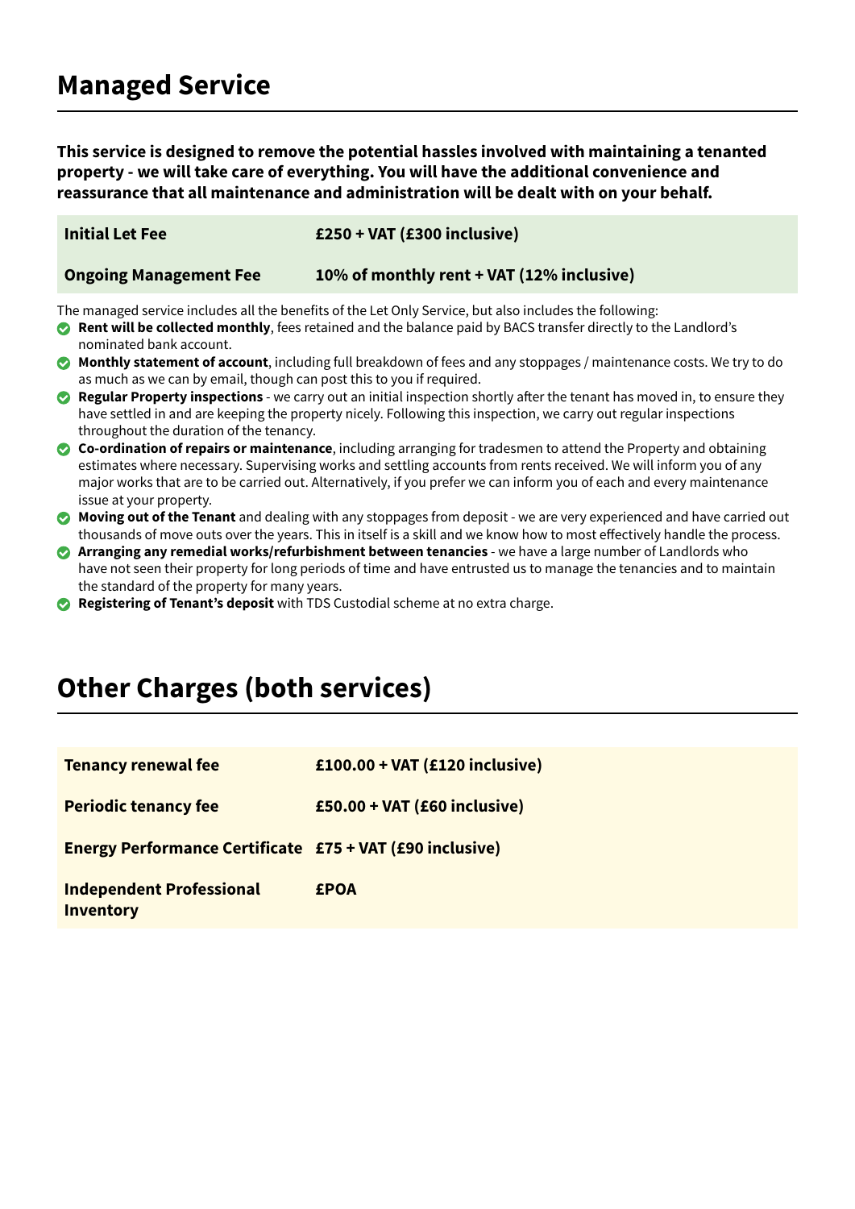# Managed Service

**This service is designed to remove the potential hassles involved with maintaining a tenanted property - we will take care of everything. You will have the additional convenience and reassurance that all maintenance and administration will be dealt with on your behalf.**

| | |
|---|---|
| **Initial Let Fee** | **£250 + VAT (£300 inclusive)** |
| **Ongoing Management Fee** | **10% of monthly rent + VAT (12% inclusive)** |

The managed service includes all the benefits of the Let Only Service, but also includes the following:

- **Rent will be collected monthly**, fees retained and the balance paid by BACS transfer directly to the Landlord's nominated bank account.
- **Monthly statement of account**, including full breakdown of fees and any stoppages / maintenance costs. We try to do as much as we can by email, though can post this to you if required.
- **Regular Property inspections** - we carry out an initial inspection shortly after the tenant has moved in, to ensure they have settled in and are keeping the property nicely. Following this inspection, we carry out regular inspections throughout the duration of the tenancy.
- **Co-ordination of repairs or maintenance**, including arranging for tradesmen to attend the Property and obtaining estimates where necessary. Supervising works and settling accounts from rents received. We will inform you of any major works that are to be carried out. Alternatively, if you prefer we can inform you of each and every maintenance issue at your property.
- **Moving out of the Tenant** and dealing with any stoppages from deposit - we are very experienced and have carried out thousands of move outs over the years. This in itself is a skill and we know how to most effectively handle the process.
- **Arranging any remedial works/refurbishment between tenancies** - we have a large number of Landlords who have not seen their property for long periods of time and have entrusted us to manage the tenancies and to maintain the standard of the property for many years.
- **Registering of Tenant's deposit** with TDS Custodial scheme at no extra charge.

# Other Charges (both services)

| | |
|---|---|
| **Tenancy renewal fee** | **£100.00 + VAT (£120 inclusive)** |
| **Periodic tenancy fee** | **£50.00 + VAT (£60 inclusive)** |
| **Energy Performance Certificate** | **£75 + VAT (£90 inclusive)** |
| **Independent Professional Inventory** | **£POA** |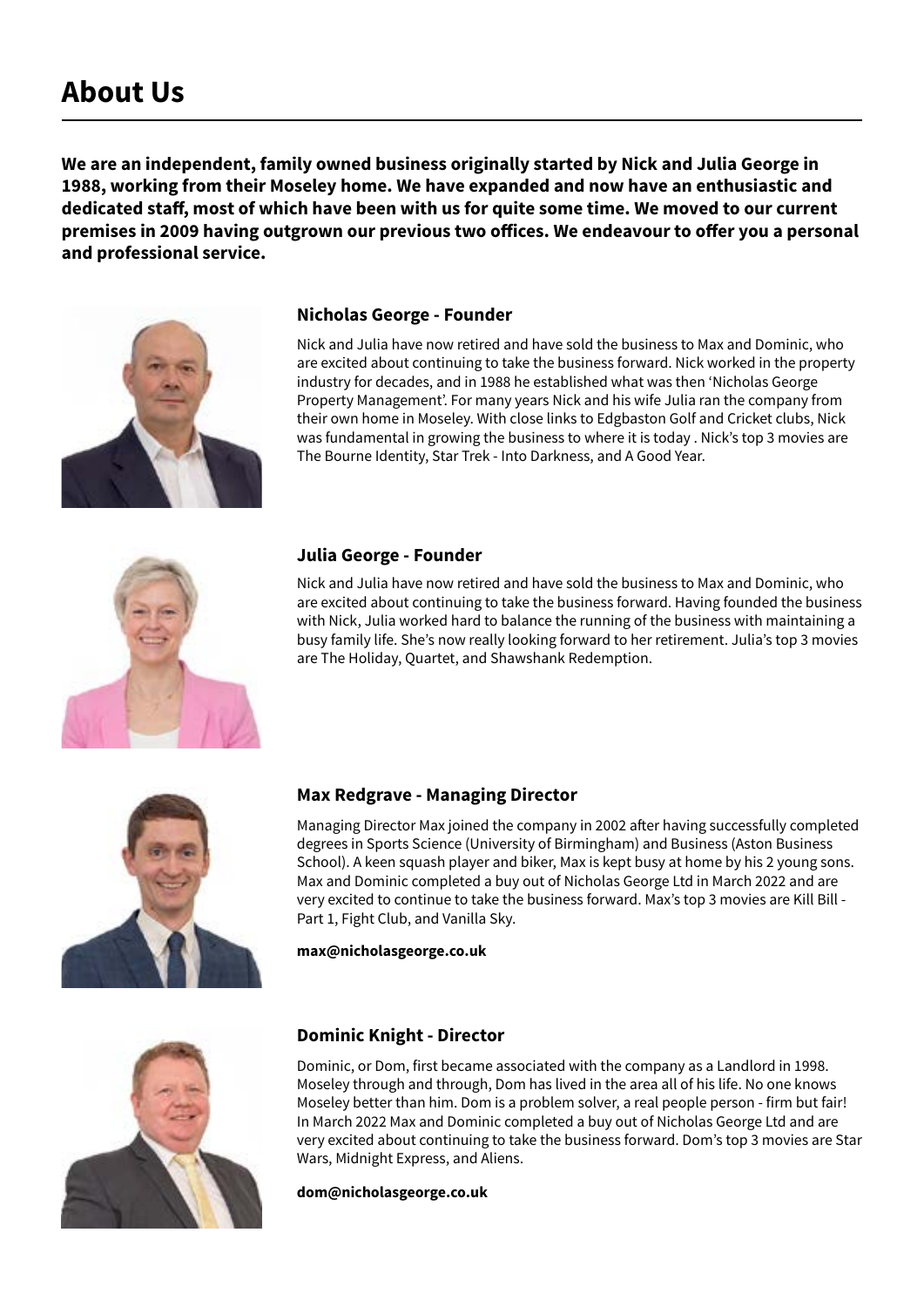# About Us

**We are an independent, family owned business originally started by Nick and Julia George in 1988, working from their Moseley home. We have expanded and now have an enthusiastic and dedicated staff, most of which have been with us for quite some time. We moved to our current premises in 2009 having outgrown our previous two offices. We endeavour to offer you a personal and professional service.**

### Nicholas George - Founder

Nick and Julia have now retired and have sold the business to Max and Dominic, who are excited about continuing to take the business forward. Nick worked in the property industry for decades, and in 1988 he established what was then 'Nicholas George Property Management'. For many years Nick and his wife Julia ran the company from their own home in Moseley. With close links to Edgbaston Golf and Cricket clubs, Nick was fundamental in growing the business to where it is today . Nick's top 3 movies are The Bourne Identity, Star Trek - Into Darkness, and A Good Year.

### Julia George - Founder

Nick and Julia have now retired and have sold the business to Max and Dominic, who are excited about continuing to take the business forward. Having founded the business with Nick, Julia worked hard to balance the running of the business with maintaining a busy family life. She's now really looking forward to her retirement. Julia's top 3 movies are The Holiday, Quartet, and Shawshank Redemption.

### Max Redgrave - Managing Director

Managing Director Max joined the company in 2002 after having successfully completed degrees in Sports Science (University of Birmingham) and Business (Aston Business School). A keen squash player and biker, Max is kept busy at home by his 2 young sons. Max and Dominic completed a buy out of Nicholas George Ltd in March 2022 and are very excited to continue to take the business forward. Max's top 3 movies are Kill Bill - Part 1, Fight Club, and Vanilla Sky.

**max@nicholasgeorge.co.uk**

### Dominic Knight - Director

Dominic, or Dom, first became associated with the company as a Landlord in 1998. Moseley through and through, Dom has lived in the area all of his life. No one knows Moseley better than him. Dom is a problem solver, a real people person - firm but fair! In March 2022 Max and Dominic completed a buy out of Nicholas George Ltd and are very excited about continuing to take the business forward. Dom's top 3 movies are Star Wars, Midnight Express, and Aliens.

**dom@nicholasgeorge.co.uk**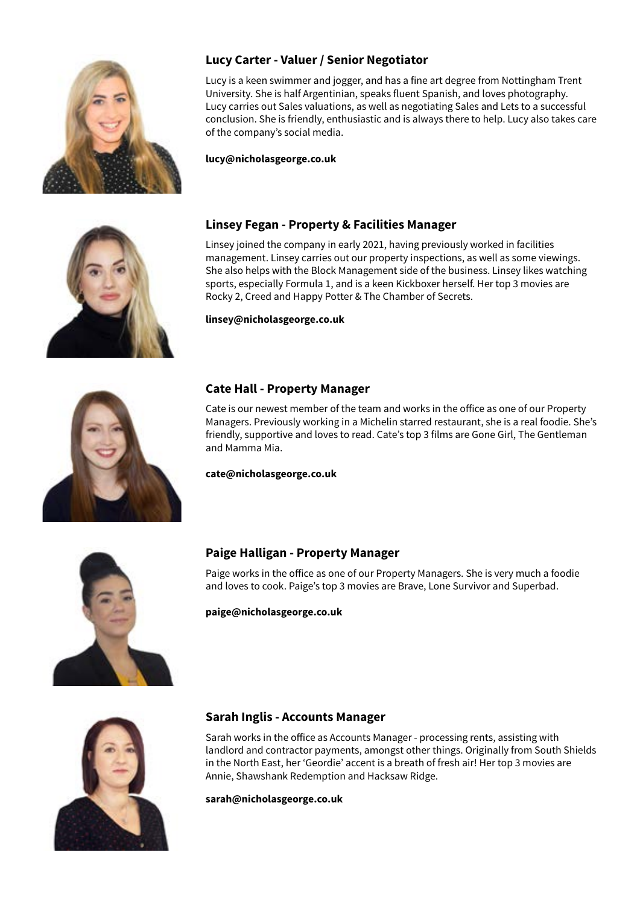## Lucy Carter - Valuer / Senior Negotiator

Lucy is a keen swimmer and jogger, and has a fine art degree from Nottingham Trent University. She is half Argentinian, speaks fluent Spanish, and loves photography. Lucy carries out Sales valuations, as well as negotiating Sales and Lets to a successful conclusion. She is friendly, enthusiastic and is always there to help. Lucy also takes care of the company's social media.

**lucy@nicholasgeorge.co.uk**

## Linsey Fegan - Property & Facilities Manager

Linsey joined the company in early 2021, having previously worked in facilities management. Linsey carries out our property inspections, as well as some viewings. She also helps with the Block Management side of the business. Linsey likes watching sports, especially Formula 1, and is a keen Kickboxer herself. Her top 3 movies are Rocky 2, Creed and Happy Potter & The Chamber of Secrets.

**linsey@nicholasgeorge.co.uk**

## Cate Hall - Property Manager

Cate is our newest member of the team and works in the office as one of our Property Managers. Previously working in a Michelin starred restaurant, she is a real foodie. She's friendly, supportive and loves to read. Cate's top 3 films are Gone Girl, The Gentleman and Mamma Mia.

**cate@nicholasgeorge.co.uk**

## Paige Halligan - Property Manager

Paige works in the office as one of our Property Managers. She is very much a foodie and loves to cook. Paige's top 3 movies are Brave, Lone Survivor and Superbad.

**paige@nicholasgeorge.co.uk**

## Sarah Inglis - Accounts Manager

Sarah works in the office as Accounts Manager - processing rents, assisting with landlord and contractor payments, amongst other things. Originally from South Shields in the North East, her 'Geordie' accent is a breath of fresh air! Her top 3 movies are Annie, Shawshank Redemption and Hacksaw Ridge.

**sarah@nicholasgeorge.co.uk**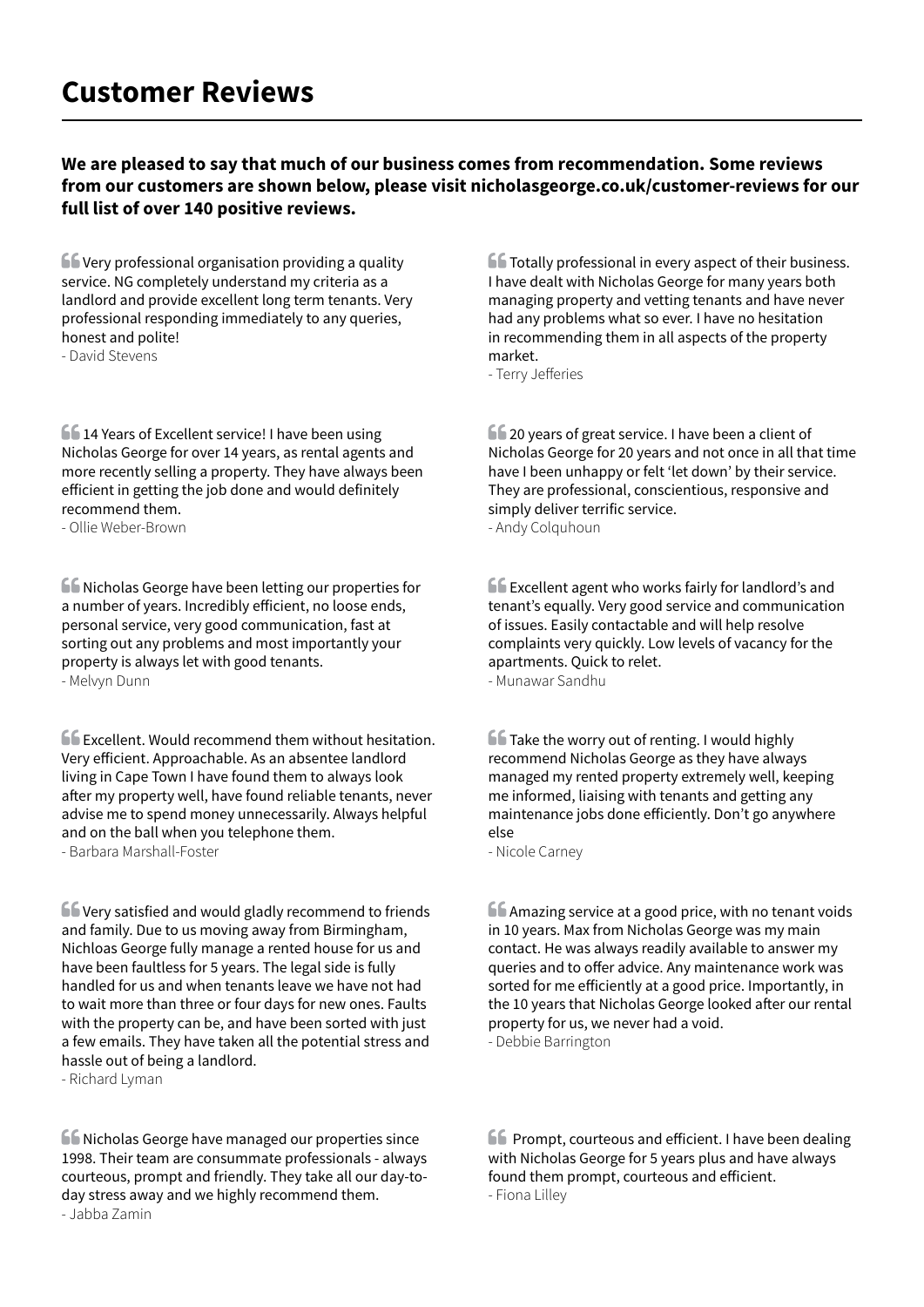# Customer Reviews

**We are pleased to say that much of our business comes from recommendation. Some reviews from our customers are shown below, please visit nicholasgeorge.co.uk/customer-reviews for our full list of over 140 positive reviews.**

“Very professional organisation providing a quality service. NG completely understand my criteria as a landlord and provide excellent long term tenants. Very professional responding immediately to any queries, honest and polite!

- David Stevens

“14 Years of Excellent service! I have been using Nicholas George for over 14 years, as rental agents and more recently selling a property. They have always been efficient in getting the job done and would definitely recommend them.

- Ollie Weber-Brown

“Nicholas George have been letting our properties for a number of years. Incredibly efficient, no loose ends, personal service, very good communication, fast at sorting out any problems and most importantly your property is always let with good tenants.

- Melvyn Dunn

“Excellent. Would recommend them without hesitation. Very efficient. Approachable. As an absentee landlord living in Cape Town I have found them to always look after my property well, have found reliable tenants, never advise me to spend money unnecessarily. Always helpful and on the ball when you telephone them.

- Barbara Marshall-Foster

“Very satisfied and would gladly recommend to friends and family. Due to us moving away from Birmingham, Nichloas George fully manage a rented house for us and have been faultless for 5 years. The legal side is fully handled for us and when tenants leave we have not had to wait more than three or four days for new ones. Faults with the property can be, and have been sorted with just a few emails. They have taken all the potential stress and hassle out of being a landlord.

- Richard Lyman

“Nicholas George have managed our properties since 1998. Their team are consummate professionals - always courteous, prompt and friendly. They take all our day-to-day stress away and we highly recommend them.

- Jabba Zamin

“Totally professional in every aspect of their business. I have dealt with Nicholas George for many years both managing property and vetting tenants and have never had any problems what so ever. I have no hesitation in recommending them in all aspects of the property market.

- Terry Jefferies

“20 years of great service. I have been a client of Nicholas George for 20 years and not once in all that time have I been unhappy or felt ‘let down’ by their service. They are professional, conscientious, responsive and simply deliver terrific service.

- Andy Colquhoun

“Excellent agent who works fairly for landlord’s and tenant’s equally. Very good service and communication of issues. Easily contactable and will help resolve complaints very quickly. Low levels of vacancy for the apartments. Quick to relet.

- Munawar Sandhu

“Take the worry out of renting. I would highly recommend Nicholas George as they have always managed my rented property extremely well, keeping me informed, liaising with tenants and getting any maintenance jobs done efficiently. Don’t go anywhere else

- Nicole Carney

“Amazing service at a good price, with no tenant voids in 10 years. Max from Nicholas George was my main contact. He was always readily available to answer my queries and to offer advice. Any maintenance work was sorted for me efficiently at a good price. Importantly, in the 10 years that Nicholas George looked after our rental property for us, we never had a void.

- Debbie Barrington

“Prompt, courteous and efficient. I have been dealing with Nicholas George for 5 years plus and have always found them prompt, courteous and efficient.

- Fiona Lilley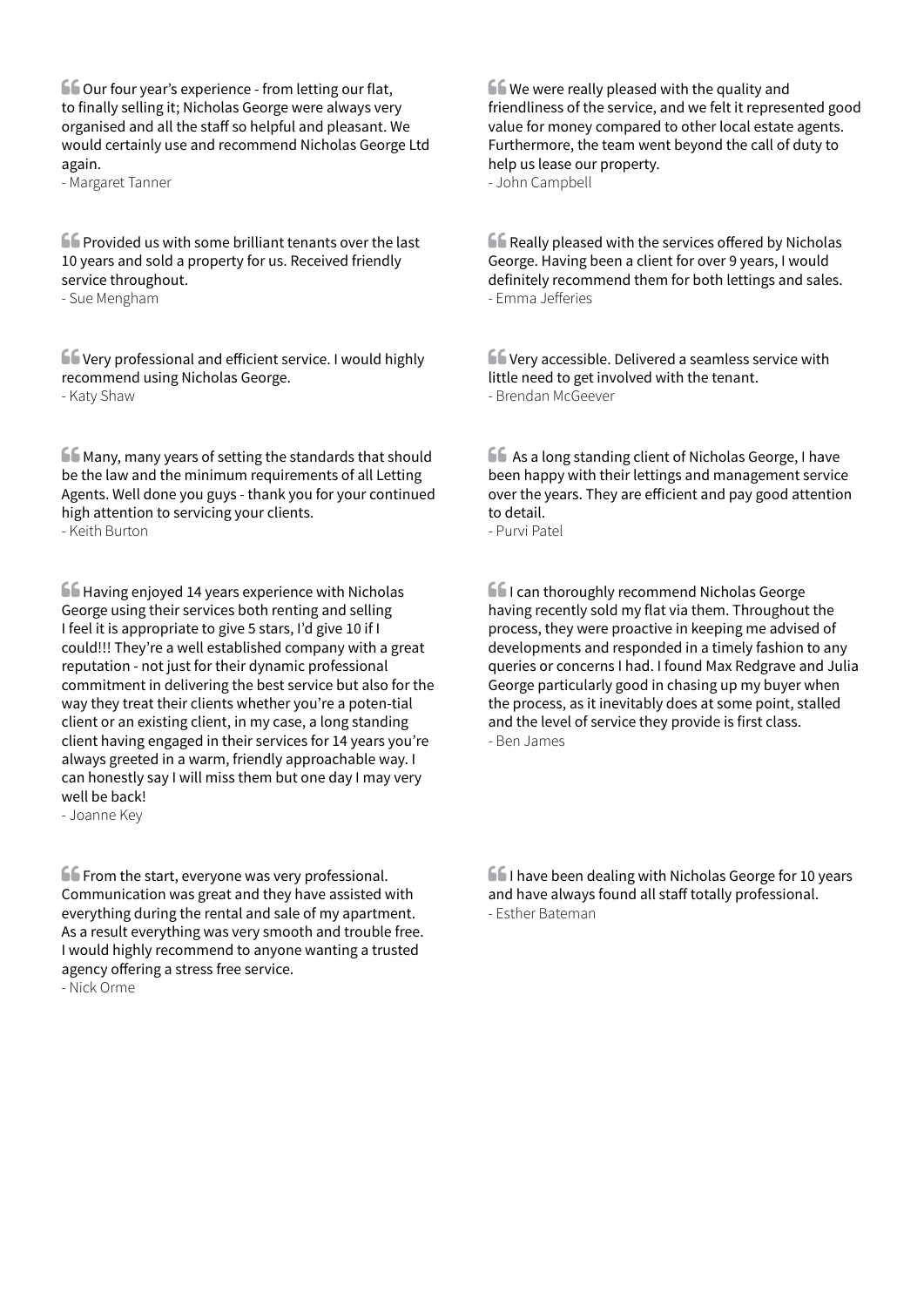Our four year's experience - from letting our flat, to finally selling it; Nicholas George were always very organised and all the staff so helpful and pleasant. We would certainly use and recommend Nicholas George Ltd again.
- Margaret Tanner

Provided us with some brilliant tenants over the last 10 years and sold a property for us. Received friendly service throughout.
- Sue Mengham

Very professional and efficient service. I would highly recommend using Nicholas George.
- Katy Shaw

Many, many years of setting the standards that should be the law and the minimum requirements of all Letting Agents. Well done you guys - thank you for your continued high attention to servicing your clients.
- Keith Burton

Having enjoyed 14 years experience with Nicholas George using their services both renting and selling I feel it is appropriate to give 5 stars, I'd give 10 if I could!!! They're a well established company with a great reputation - not just for their dynamic professional commitment in delivering the best service but also for the way they treat their clients whether you're a poten-tial client or an existing client, in my case, a long standing client having engaged in their services for 14 years you're always greeted in a warm, friendly approachable way. I can honestly say I will miss them but one day I may very well be back!
- Joanne Key

From the start, everyone was very professional. Communication was great and they have assisted with everything during the rental and sale of my apartment. As a result everything was very smooth and trouble free. I would highly recommend to anyone wanting a trusted agency offering a stress free service.
- Nick Orme

We were really pleased with the quality and friendliness of the service, and we felt it represented good value for money compared to other local estate agents. Furthermore, the team went beyond the call of duty to help us lease our property.
- John Campbell

Really pleased with the services offered by Nicholas George. Having been a client for over 9 years, I would definitely recommend them for both lettings and sales.
- Emma Jefferies

Very accessible. Delivered a seamless service with little need to get involved with the tenant.
- Brendan McGeever

As a long standing client of Nicholas George, I have been happy with their lettings and management service over the years. They are efficient and pay good attention to detail.
- Purvi Patel

I can thoroughly recommend Nicholas George having recently sold my flat via them. Throughout the process, they were proactive in keeping me advised of developments and responded in a timely fashion to any queries or concerns I had. I found Max Redgrave and Julia George particularly good in chasing up my buyer when the process, as it inevitably does at some point, stalled and the level of service they provide is first class.
- Ben James

I have been dealing with Nicholas George for 10 years and have always found all staff totally professional.
- Esther Bateman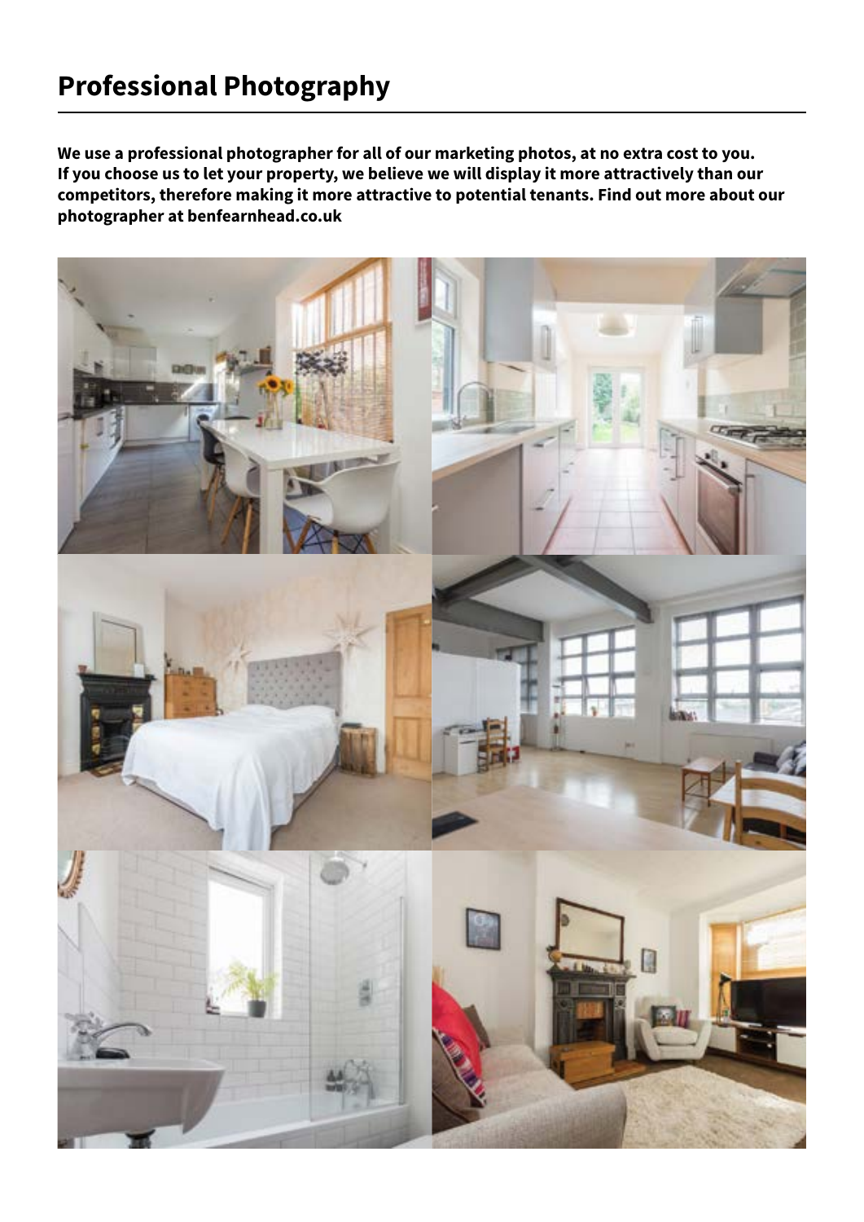# Professional Photography

**We use a professional photographer for all of our marketing photos, at no extra cost to you. If you choose us to let your property, we believe we will display it more attractively than our competitors, therefore making it more attractive to potential tenants. Find out more about our photographer at benfearnhead.co.uk**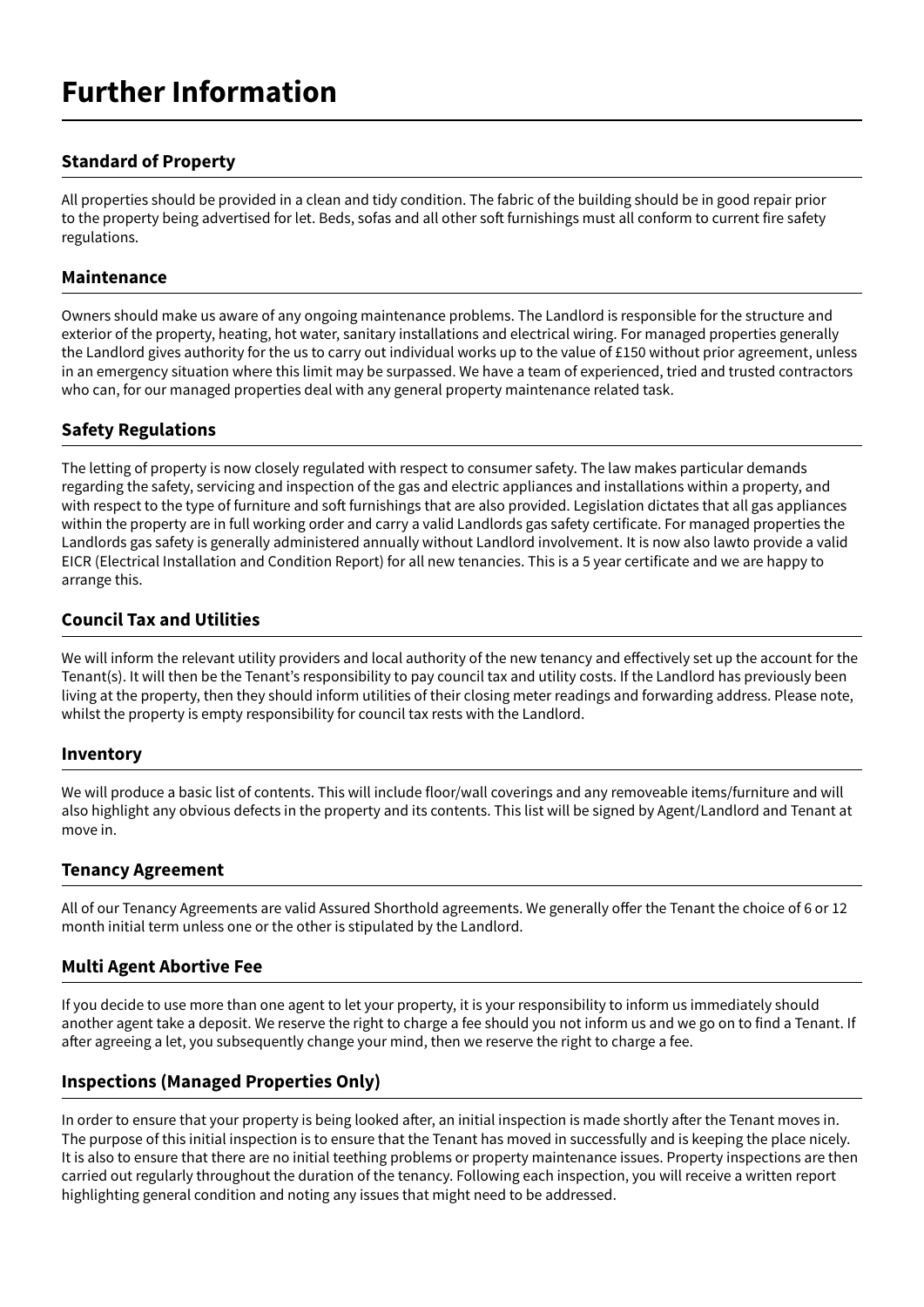# Further Information

## Standard of Property

All properties should be provided in a clean and tidy condition. The fabric of the building should be in good repair prior to the property being advertised for let. Beds, sofas and all other soft furnishings must all conform to current fire safety regulations.

## Maintenance

Owners should make us aware of any ongoing maintenance problems. The Landlord is responsible for the structure and exterior of the property, heating, hot water, sanitary installations and electrical wiring. For managed properties generally the Landlord gives authority for the us to carry out individual works up to the value of £150 without prior agreement, unless in an emergency situation where this limit may be surpassed. We have a team of experienced, tried and trusted contractors who can, for our managed properties deal with any general property maintenance related task.

## Safety Regulations

The letting of property is now closely regulated with respect to consumer safety. The law makes particular demands regarding the safety, servicing and inspection of the gas and electric appliances and installations within a property, and with respect to the type of furniture and soft furnishings that are also provided. Legislation dictates that all gas appliances within the property are in full working order and carry a valid Landlords gas safety certificate. For managed properties the Landlords gas safety is generally administered annually without Landlord involvement. It is now also lawto provide a valid EICR (Electrical Installation and Condition Report) for all new tenancies. This is a 5 year certificate and we are happy to arrange this.

## Council Tax and Utilities

We will inform the relevant utility providers and local authority of the new tenancy and effectively set up the account for the Tenant(s). It will then be the Tenant's responsibility to pay council tax and utility costs. If the Landlord has previously been living at the property, then they should inform utilities of their closing meter readings and forwarding address. Please note, whilst the property is empty responsibility for council tax rests with the Landlord.

## Inventory

We will produce a basic list of contents. This will include floor/wall coverings and any removeable items/furniture and will also highlight any obvious defects in the property and its contents. This list will be signed by Agent/Landlord and Tenant at move in.

## Tenancy Agreement

All of our Tenancy Agreements are valid Assured Shorthold agreements. We generally offer the Tenant the choice of 6 or 12 month initial term unless one or the other is stipulated by the Landlord.

## Multi Agent Abortive Fee

If you decide to use more than one agent to let your property, it is your responsibility to inform us immediately should another agent take a deposit. We reserve the right to charge a fee should you not inform us and we go on to find a Tenant. If after agreeing a let, you subsequently change your mind, then we reserve the right to charge a fee.

## Inspections (Managed Properties Only)

In order to ensure that your property is being looked after, an initial inspection is made shortly after the Tenant moves in. The purpose of this initial inspection is to ensure that the Tenant has moved in successfully and is keeping the place nicely. It is also to ensure that there are no initial teething problems or property maintenance issues. Property inspections are then carried out regularly throughout the duration of the tenancy. Following each inspection, you will receive a written report highlighting general condition and noting any issues that might need to be addressed.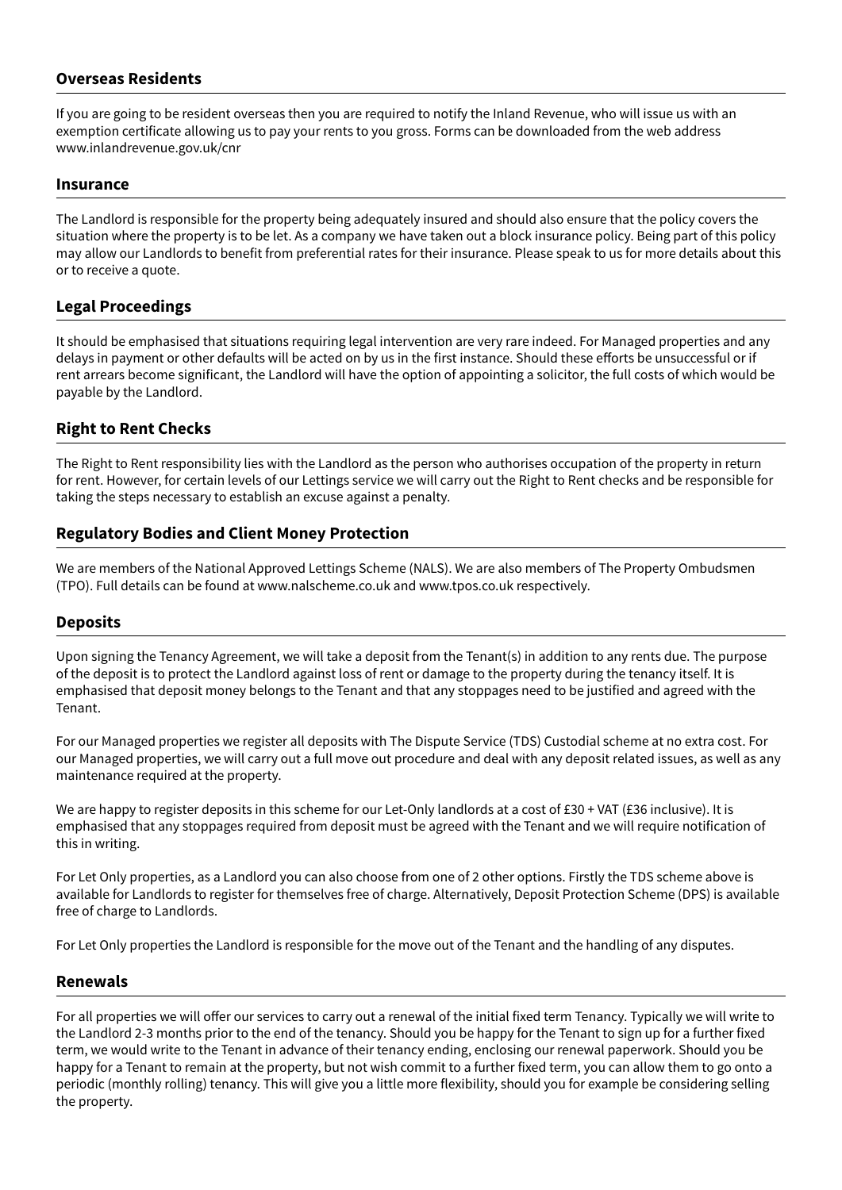## Overseas Residents

If you are going to be resident overseas then you are required to notify the Inland Revenue, who will issue us with an exemption certificate allowing us to pay your rents to you gross. Forms can be downloaded from the web address www.inlandrevenue.gov.uk/cnr

## Insurance

The Landlord is responsible for the property being adequately insured and should also ensure that the policy covers the situation where the property is to be let. As a company we have taken out a block insurance policy. Being part of this policy may allow our Landlords to benefit from preferential rates for their insurance. Please speak to us for more details about this or to receive a quote.

## Legal Proceedings

It should be emphasised that situations requiring legal intervention are very rare indeed. For Managed properties and any delays in payment or other defaults will be acted on by us in the first instance. Should these efforts be unsuccessful or if rent arrears become significant, the Landlord will have the option of appointing a solicitor, the full costs of which would be payable by the Landlord.

## Right to Rent Checks

The Right to Rent responsibility lies with the Landlord as the person who authorises occupation of the property in return for rent. However, for certain levels of our Lettings service we will carry out the Right to Rent checks and be responsible for taking the steps necessary to establish an excuse against a penalty.

## Regulatory Bodies and Client Money Protection

We are members of the National Approved Lettings Scheme (NALS). We are also members of The Property Ombudsmen (TPO). Full details can be found at www.nalscheme.co.uk and www.tpos.co.uk respectively.

## Deposits

Upon signing the Tenancy Agreement, we will take a deposit from the Tenant(s) in addition to any rents due. The purpose of the deposit is to protect the Landlord against loss of rent or damage to the property during the tenancy itself. It is emphasised that deposit money belongs to the Tenant and that any stoppages need to be justified and agreed with the Tenant.

For our Managed properties we register all deposits with The Dispute Service (TDS) Custodial scheme at no extra cost. For our Managed properties, we will carry out a full move out procedure and deal with any deposit related issues, as well as any maintenance required at the property.

We are happy to register deposits in this scheme for our Let-Only landlords at a cost of £30 + VAT (£36 inclusive). It is emphasised that any stoppages required from deposit must be agreed with the Tenant and we will require notification of this in writing.

For Let Only properties, as a Landlord you can also choose from one of 2 other options. Firstly the TDS scheme above is available for Landlords to register for themselves free of charge. Alternatively, Deposit Protection Scheme (DPS) is available free of charge to Landlords.

For Let Only properties the Landlord is responsible for the move out of the Tenant and the handling of any disputes.

## Renewals

For all properties we will offer our services to carry out a renewal of the initial fixed term Tenancy. Typically we will write to the Landlord 2-3 months prior to the end of the tenancy. Should you be happy for the Tenant to sign up for a further fixed term, we would write to the Tenant in advance of their tenancy ending, enclosing our renewal paperwork. Should you be happy for a Tenant to remain at the property, but not wish commit to a further fixed term, you can allow them to go onto a periodic (monthly rolling) tenancy. This will give you a little more flexibility, should you for example be considering selling the property.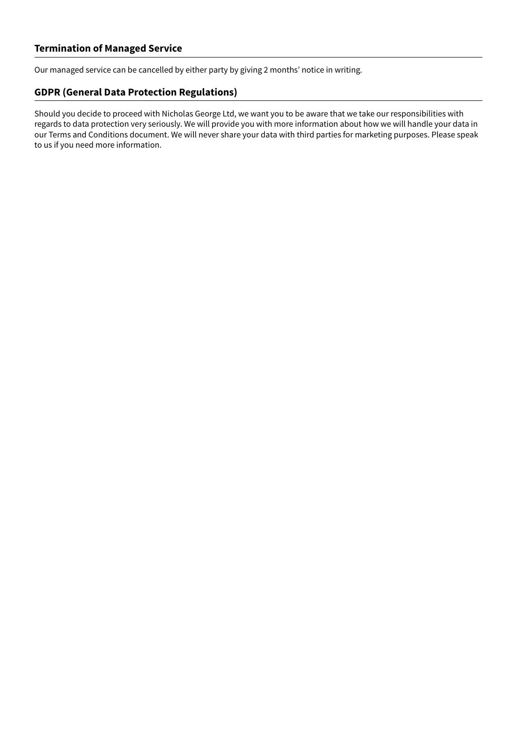## Termination of Managed Service

Our managed service can be cancelled by either party by giving 2 months' notice in writing.

## GDPR (General Data Protection Regulations)

Should you decide to proceed with Nicholas George Ltd, we want you to be aware that we take our responsibilities with regards to data protection very seriously. We will provide you with more information about how we will handle your data in our Terms and Conditions document. We will never share your data with third parties for marketing purposes. Please speak to us if you need more information.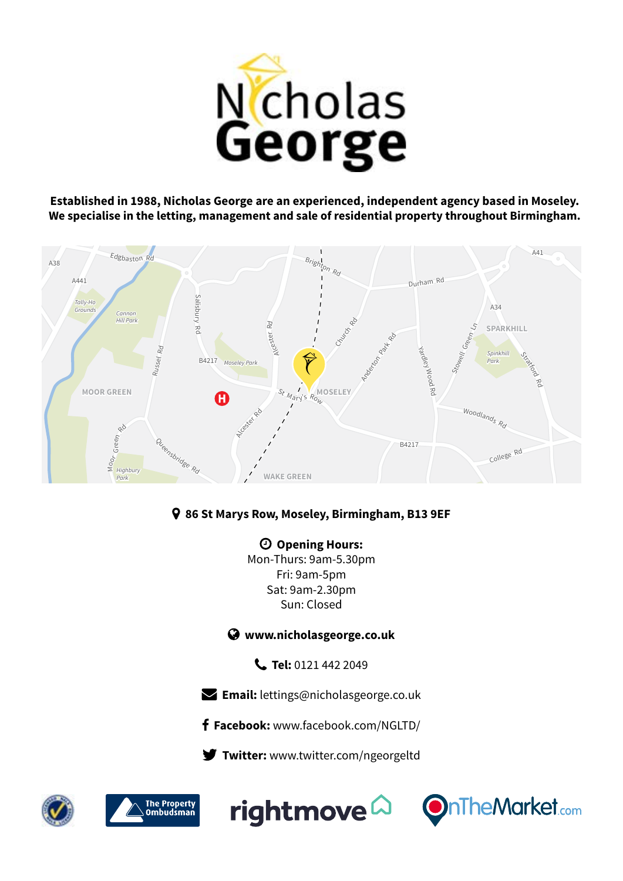# Nicholas George

**Established in 1988, Nicholas George are an experienced, independent agency based in Moseley. We specialise in the letting, management and sale of residential property throughout Birmingham.**

**86 St Marys Row, Moseley, Birmingham, B13 9EF**

**Opening Hours:**
Mon-Thurs: 9am-5.30pm
Fri: 9am-5pm
Sat: 9am-2.30pm
Sun: Closed

**www.nicholasgeorge.co.uk**

**Tel:** 0121 442 2049

**Email:** lettings@nicholasgeorge.co.uk

**Facebook:** www.facebook.com/NGLTD/

**Twitter:** www.twitter.com/ngeorgeltd

The Property Ombudsman

rightmove

OnTheMarket.com